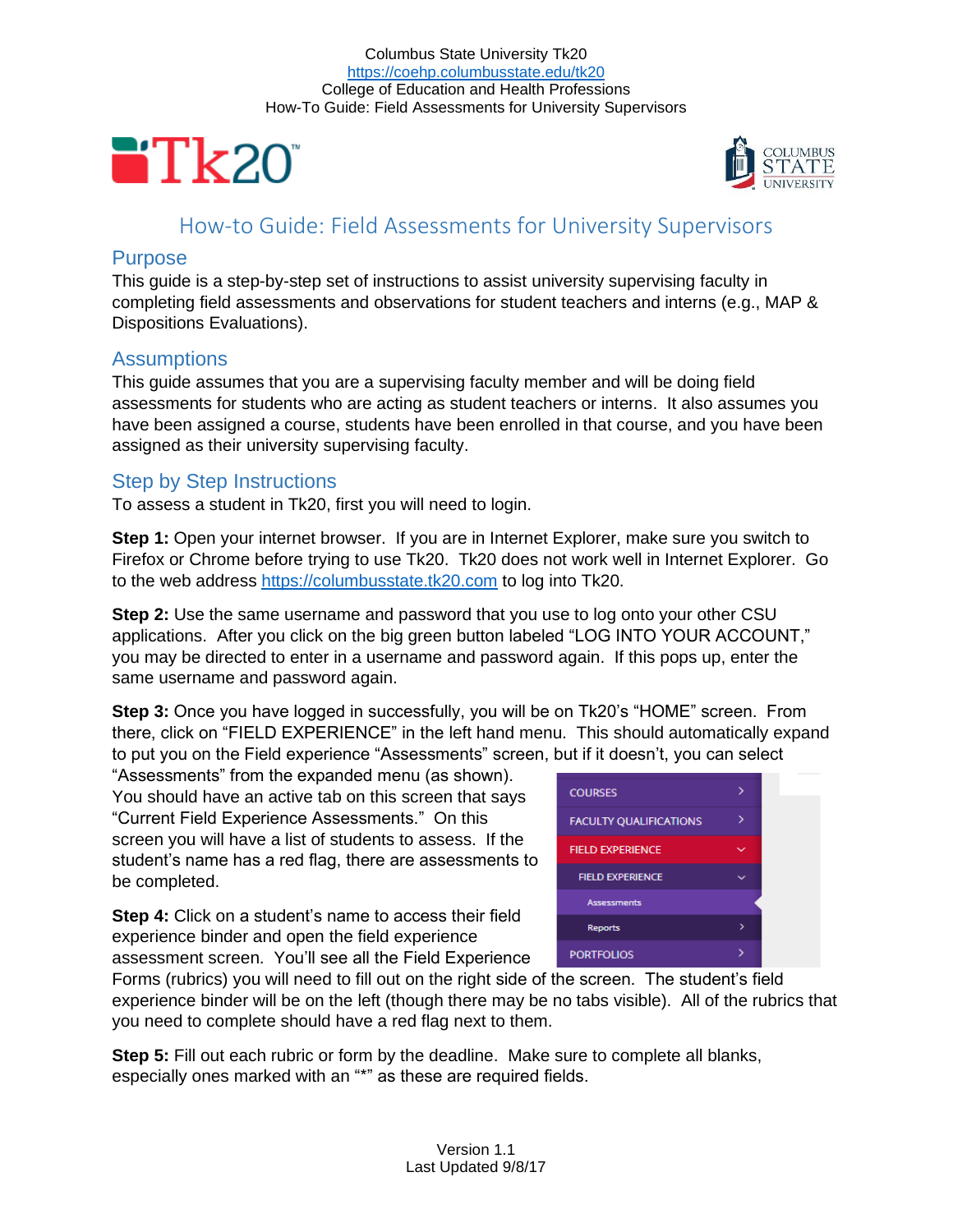Columbus State University Tk20
https://coehp.columbusstate.edu/tk20
College of Education and Health Professions
How-To Guide: Field Assessments for University Supervisors

# How-to Guide: Field Assessments for University Supervisors

## Purpose

This guide is a step-by-step set of instructions to assist university supervising faculty in completing field assessments and observations for student teachers and interns (e.g., MAP & Dispositions Evaluations).

## Assumptions

This guide assumes that you are a supervising faculty member and will be doing field assessments for students who are acting as student teachers or interns. It also assumes you have been assigned a course, students have been enrolled in that course, and you have been assigned as their university supervising faculty.

## Step by Step Instructions

To assess a student in Tk20, first you will need to login.

**Step 1:** Open your internet browser. If you are in Internet Explorer, make sure you switch to Firefox or Chrome before trying to use Tk20. Tk20 does not work well in Internet Explorer. Go to the web address https://columbusstate.tk20.com to log into Tk20.

**Step 2:** Use the same username and password that you use to log onto your other CSU applications. After you click on the big green button labeled "LOG INTO YOUR ACCOUNT," you may be directed to enter in a username and password again. If this pops up, enter the same username and password again.

**Step 3:** Once you have logged in successfully, you will be on Tk20's "HOME" screen. From there, click on "FIELD EXPERIENCE" in the left hand menu. This should automatically expand to put you on the Field experience "Assessments" screen, but if it doesn't, you can select "Assessments" from the expanded menu (as shown). You should have an active tab on this screen that says "Current Field Experience Assessments." On this screen you will have a list of students to assess. If the student's name has a red flag, there are assessments to be completed.

**Step 4:** Click on a student's name to access their field experience binder and open the field experience assessment screen. You'll see all the Field Experience Forms (rubrics) you will need to fill out on the right side of the screen. The student's field experience binder will be on the left (though there may be no tabs visible). All of the rubrics that you need to complete should have a red flag next to them.

**Step 5:** Fill out each rubric or form by the deadline. Make sure to complete all blanks, especially ones marked with an "*" as these are required fields.

Version 1.1
Last Updated 9/8/17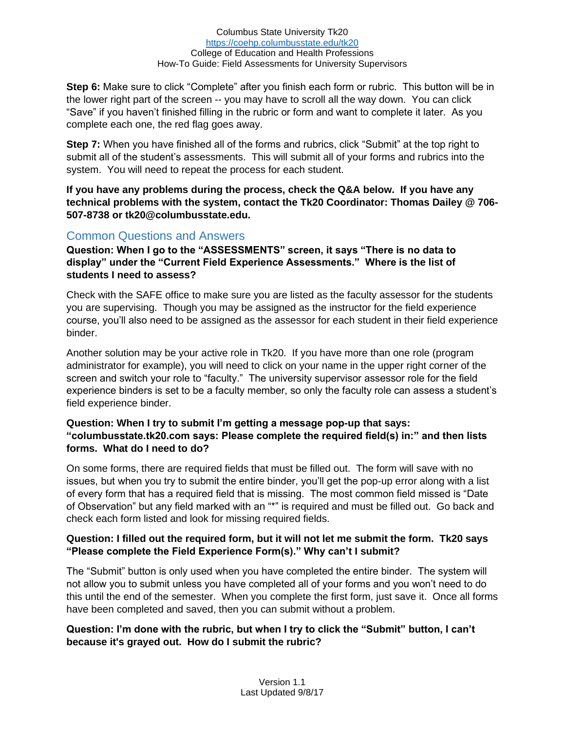**Step 6:** Make sure to click "Complete" after you finish each form or rubric. This button will be in the lower right part of the screen -- you may have to scroll all the way down. You can click "Save" if you haven't finished filling in the rubric or form and want to complete it later. As you complete each one, the red flag goes away.

**Step 7:** When you have finished all of the forms and rubrics, click "Submit" at the top right to submit all of the student's assessments. This will submit all of your forms and rubrics into the system. You will need to repeat the process for each student.

**If you have any problems during the process, check the Q&A below. If you have any technical problems with the system, contact the Tk20 Coordinator: Thomas Dailey @ 706-507-8738 or tk20@columbusstate.edu.**

## Common Questions and Answers

**Question: When I go to the "ASSESSMENTS" screen, it says "There is no data to display" under the "Current Field Experience Assessments." Where is the list of students I need to assess?**

Check with the SAFE office to make sure you are listed as the faculty assessor for the students you are supervising. Though you may be assigned as the instructor for the field experience course, you'll also need to be assigned as the assessor for each student in their field experience binder.

Another solution may be your active role in Tk20. If you have more than one role (program administrator for example), you will need to click on your name in the upper right corner of the screen and switch your role to "faculty." The university supervisor assessor role for the field experience binders is set to be a faculty member, so only the faculty role can assess a student's field experience binder.

**Question: When I try to submit I'm getting a message pop-up that says: "columbusstate.tk20.com says: Please complete the required field(s) in:" and then lists forms. What do I need to do?**

On some forms, there are required fields that must be filled out. The form will save with no issues, but when you try to submit the entire binder, you'll get the pop-up error along with a list of every form that has a required field that is missing. The most common field missed is "Date of Observation" but any field marked with an "*" is required and must be filled out. Go back and check each form listed and look for missing required fields.

**Question: I filled out the required form, but it will not let me submit the form. Tk20 says "Please complete the Field Experience Form(s)." Why can't I submit?**

The "Submit" button is only used when you have completed the entire binder. The system will not allow you to submit unless you have completed all of your forms and you won't need to do this until the end of the semester. When you complete the first form, just save it. Once all forms have been completed and saved, then you can submit without a problem.

**Question: I'm done with the rubric, but when I try to click the "Submit" button, I can't because it's grayed out. How do I submit the rubric?**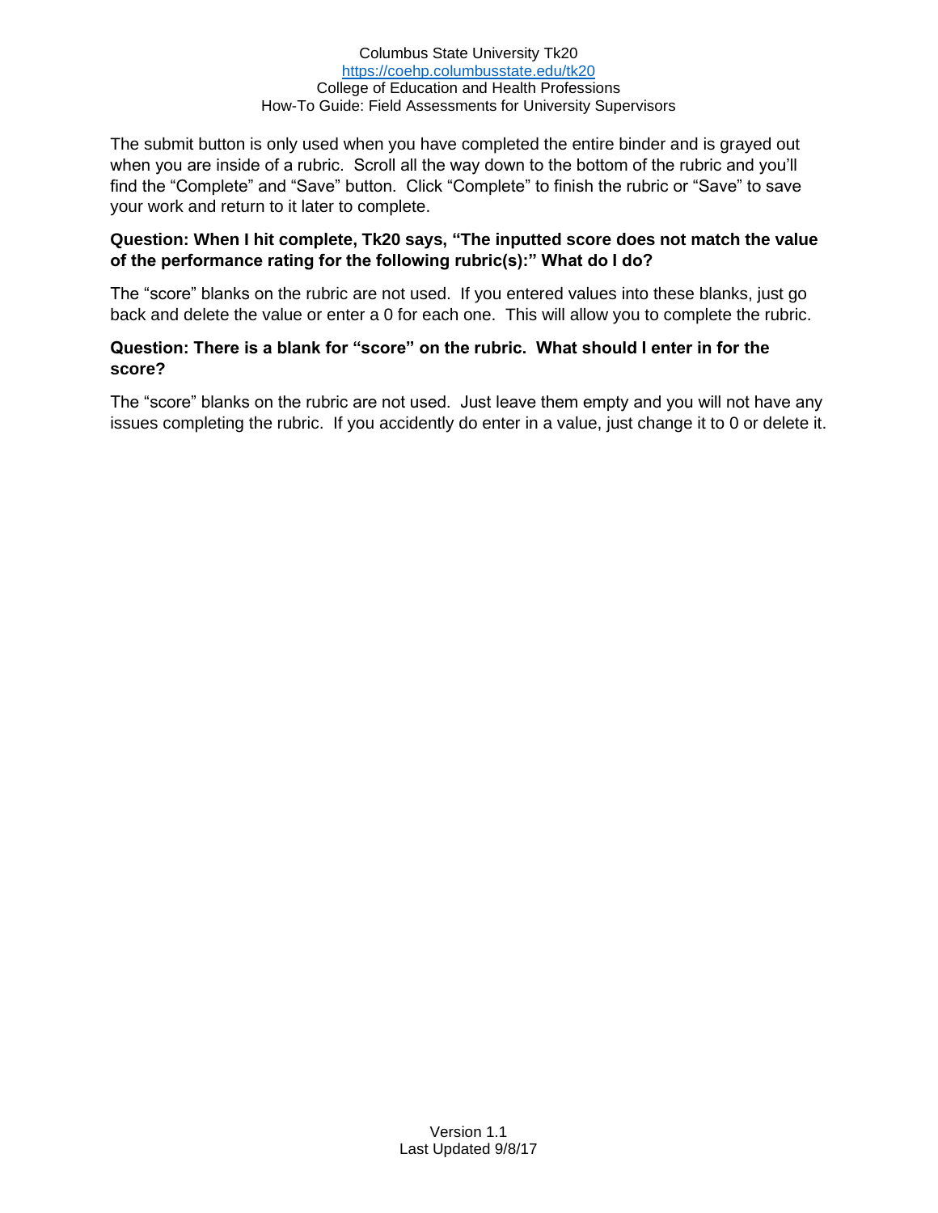The submit button is only used when you have completed the entire binder and is grayed out when you are inside of a rubric. Scroll all the way down to the bottom of the rubric and you'll find the "Complete" and "Save" button. Click "Complete" to finish the rubric or "Save" to save your work and return to it later to complete.

**Question: When I hit complete, Tk20 says, "The inputted score does not match the value of the performance rating for the following rubric(s):" What do I do?**

The "score" blanks on the rubric are not used. If you entered values into these blanks, just go back and delete the value or enter a 0 for each one. This will allow you to complete the rubric.

**Question: There is a blank for "score" on the rubric. What should I enter in for the score?**

The "score" blanks on the rubric are not used. Just leave them empty and you will not have any issues completing the rubric. If you accidently do enter in a value, just change it to 0 or delete it.